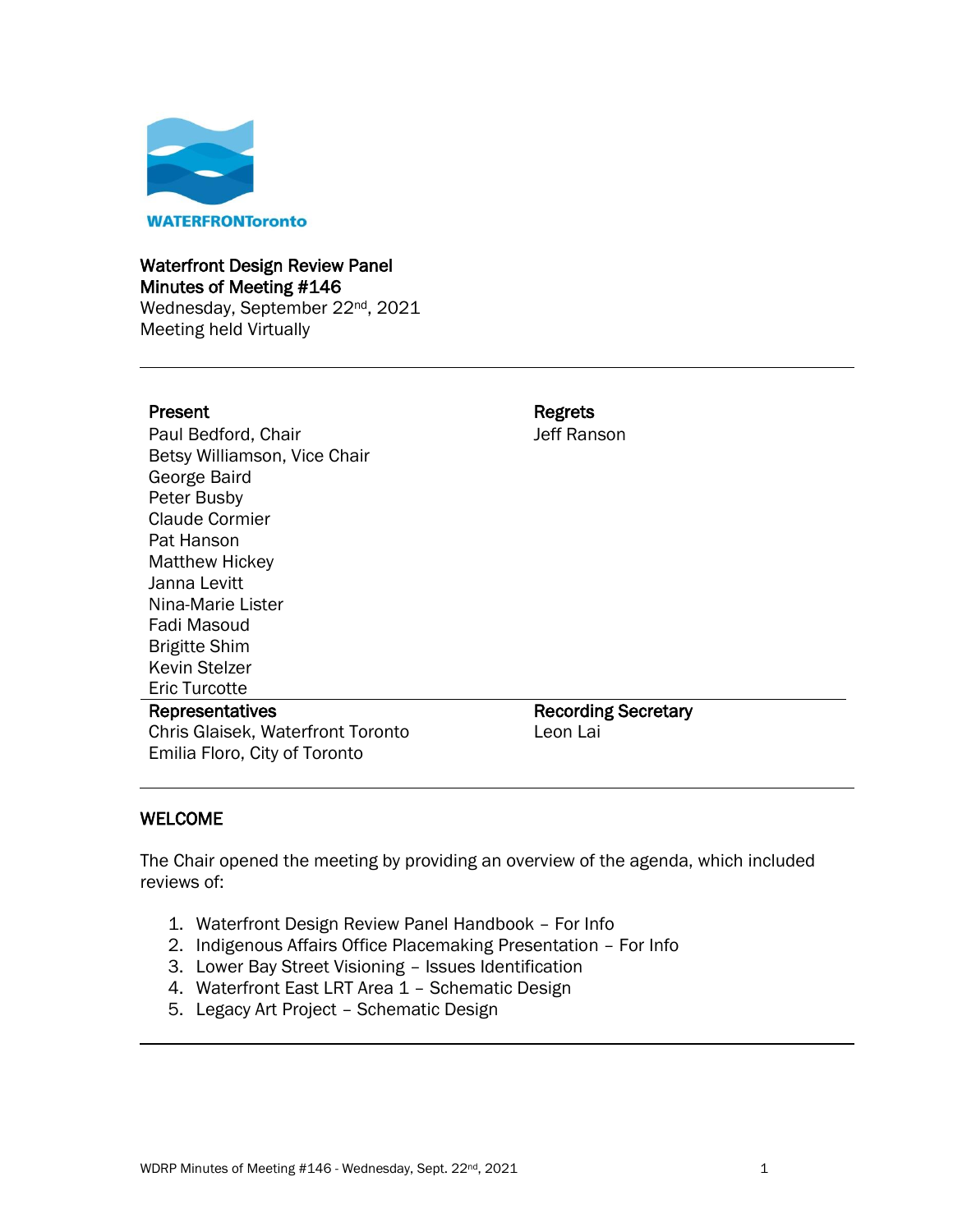WATERFRONToronto

**Waterfront Design Review Panel**
**Minutes of Meeting #146**
Wednesday, September 22nd, 2021
Meeting held Virtually

---

| Present | Regrets |
|---|---|
| Paul Bedford, Chair | Jeff Ranson |
| Betsy Williamson, Vice Chair | |
| George Baird | |
| Peter Busby | |
| Claude Cormier | |
| Pat Hanson | |
| Matthew Hickey | |
| Janna Levitt | |
| Nina-Marie Lister | |
| Fadi Masoud | |
| Brigitte Shim | |
| Kevin Stelzer | |
| Eric Turcotte | |
| **Representatives** | **Recording Secretary** |
| Chris Glaisek, Waterfront Toronto | Leon Lai |
| Emilia Floro, City of Toronto | |

---

## WELCOME

The Chair opened the meeting by providing an overview of the agenda, which included reviews of:

1. Waterfront Design Review Panel Handbook – For Info
2. Indigenous Affairs Office Placemaking Presentation – For Info
3. Lower Bay Street Visioning – Issues Identification
4. Waterfront East LRT Area 1 – Schematic Design
5. Legacy Art Project – Schematic Design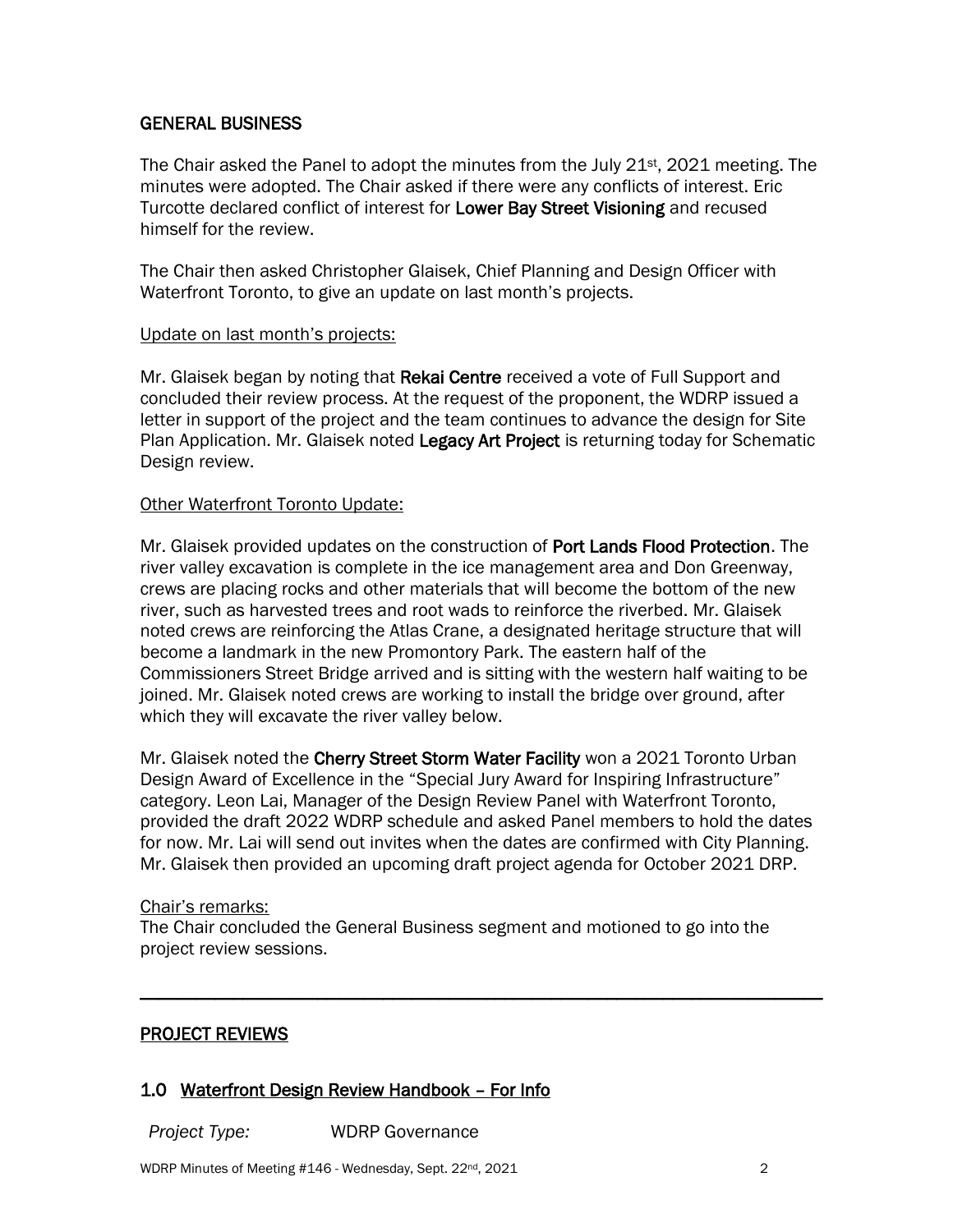## GENERAL BUSINESS

The Chair asked the Panel to adopt the minutes from the July 21st, 2021 meeting. The minutes were adopted. The Chair asked if there were any conflicts of interest. Eric Turcotte declared conflict of interest for **Lower Bay Street Visioning** and recused himself for the review.

The Chair then asked Christopher Glaisek, Chief Planning and Design Officer with Waterfront Toronto, to give an update on last month's projects.

Update on last month's projects:

Mr. Glaisek began by noting that **Rekai Centre** received a vote of Full Support and concluded their review process. At the request of the proponent, the WDRP issued a letter in support of the project and the team continues to advance the design for Site Plan Application. Mr. Glaisek noted **Legacy Art Project** is returning today for Schematic Design review.

Other Waterfront Toronto Update:

Mr. Glaisek provided updates on the construction of **Port Lands Flood Protection**. The river valley excavation is complete in the ice management area and Don Greenway, crews are placing rocks and other materials that will become the bottom of the new river, such as harvested trees and root wads to reinforce the riverbed. Mr. Glaisek noted crews are reinforcing the Atlas Crane, a designated heritage structure that will become a landmark in the new Promontory Park. The eastern half of the Commissioners Street Bridge arrived and is sitting with the western half waiting to be joined. Mr. Glaisek noted crews are working to install the bridge over ground, after which they will excavate the river valley below.

Mr. Glaisek noted the **Cherry Street Storm Water Facility** won a 2021 Toronto Urban Design Award of Excellence in the "Special Jury Award for Inspiring Infrastructure" category. Leon Lai, Manager of the Design Review Panel with Waterfront Toronto, provided the draft 2022 WDRP schedule and asked Panel members to hold the dates for now. Mr. Lai will send out invites when the dates are confirmed with City Planning. Mr. Glaisek then provided an upcoming draft project agenda for October 2021 DRP.

Chair's remarks:

The Chair concluded the General Business segment and motioned to go into the project review sessions.

---

## PROJECT REVIEWS

### 1.0 Waterfront Design Review Handbook – For Info

*Project Type:* WDRP Governance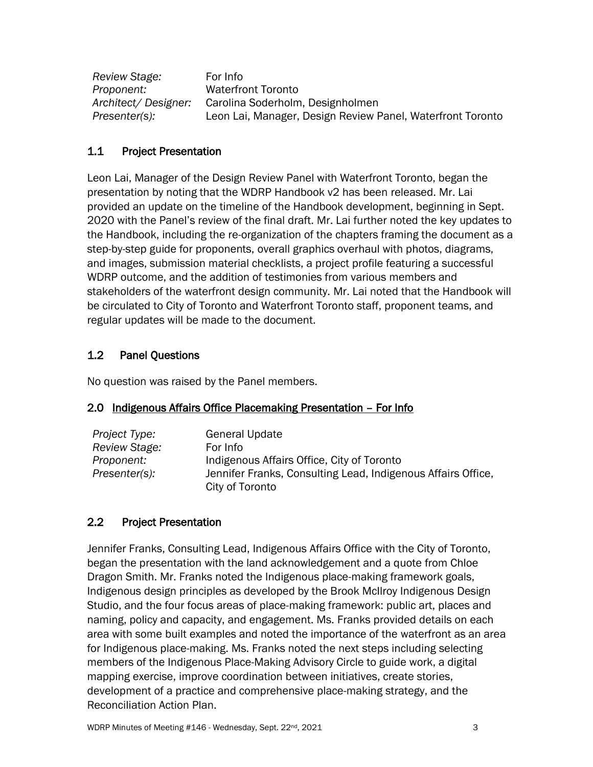| | |
|---|---|
| *Review Stage:* | For Info |
| *Proponent:* | Waterfront Toronto |
| *Architect/ Designer:* | Carolina Soderholm, Designholmen |
| *Presenter(s):* | Leon Lai, Manager, Design Review Panel, Waterfront Toronto |

### 1.1 Project Presentation

Leon Lai, Manager of the Design Review Panel with Waterfront Toronto, began the presentation by noting that the WDRP Handbook v2 has been released. Mr. Lai provided an update on the timeline of the Handbook development, beginning in Sept. 2020 with the Panel's review of the final draft. Mr. Lai further noted the key updates to the Handbook, including the re-organization of the chapters framing the document as a step-by-step guide for proponents, overall graphics overhaul with photos, diagrams, and images, submission material checklists, a project profile featuring a successful WDRP outcome, and the addition of testimonies from various members and stakeholders of the waterfront design community. Mr. Lai noted that the Handbook will be circulated to City of Toronto and Waterfront Toronto staff, proponent teams, and regular updates will be made to the document.

### 1.2 Panel Questions

No question was raised by the Panel members.

### 2.0 Indigenous Affairs Office Placemaking Presentation – For Info

| | |
|---|---|
| *Project Type:* | General Update |
| *Review Stage:* | For Info |
| *Proponent:* | Indigenous Affairs Office, City of Toronto |
| *Presenter(s):* | Jennifer Franks, Consulting Lead, Indigenous Affairs Office, City of Toronto |

### 2.2 Project Presentation

Jennifer Franks, Consulting Lead, Indigenous Affairs Office with the City of Toronto, began the presentation with the land acknowledgement and a quote from Chloe Dragon Smith. Mr. Franks noted the Indigenous place-making framework goals, Indigenous design principles as developed by the Brook McIlroy Indigenous Design Studio, and the four focus areas of place-making framework: public art, places and naming, policy and capacity, and engagement. Ms. Franks provided details on each area with some built examples and noted the importance of the waterfront as an area for Indigenous place-making. Ms. Franks noted the next steps including selecting members of the Indigenous Place-Making Advisory Circle to guide work, a digital mapping exercise, improve coordination between initiatives, create stories, development of a practice and comprehensive place-making strategy, and the Reconciliation Action Plan.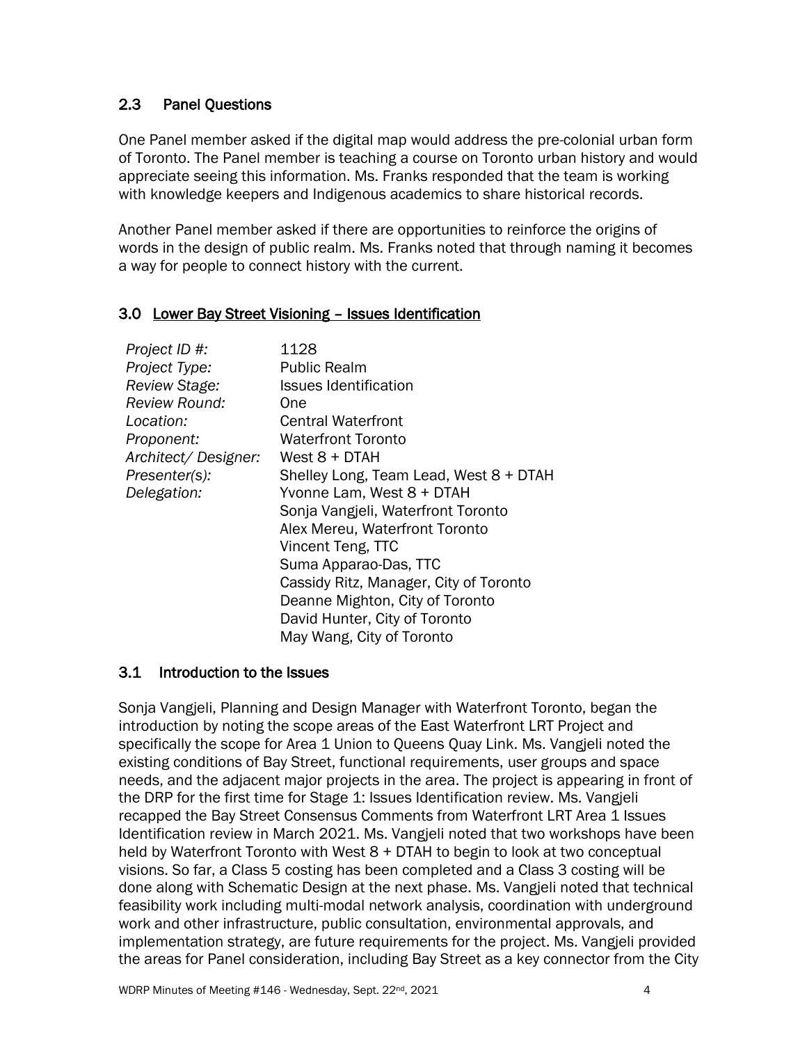### 2.3 Panel Questions

One Panel member asked if the digital map would address the pre-colonial urban form of Toronto. The Panel member is teaching a course on Toronto urban history and would appreciate seeing this information. Ms. Franks responded that the team is working with knowledge keepers and Indigenous academics to share historical records.

Another Panel member asked if there are opportunities to reinforce the origins of words in the design of public realm. Ms. Franks noted that through naming it becomes a way for people to connect history with the current.

## 3.0 Lower Bay Street Visioning – Issues Identification

| | |
|---|---|
| *Project ID #:* | 1128 |
| *Project Type:* | Public Realm |
| *Review Stage:* | Issues Identification |
| *Review Round:* | One |
| *Location:* | Central Waterfront |
| *Proponent:* | Waterfront Toronto |
| *Architect/ Designer:* | West 8 + DTAH |
| *Presenter(s):* | Shelley Long, Team Lead, West 8 + DTAH |
| *Delegation:* | Yvonne Lam, West 8 + DTAH<br>Sonja Vangjeli, Waterfront Toronto<br>Alex Mereu, Waterfront Toronto<br>Vincent Teng, TTC<br>Suma Apparao-Das, TTC<br>Cassidy Ritz, Manager, City of Toronto<br>Deanne Mighton, City of Toronto<br>David Hunter, City of Toronto<br>May Wang, City of Toronto |

### 3.1 Introduction to the Issues

Sonja Vangjeli, Planning and Design Manager with Waterfront Toronto, began the introduction by noting the scope areas of the East Waterfront LRT Project and specifically the scope for Area 1 Union to Queens Quay Link. Ms. Vangjeli noted the existing conditions of Bay Street, functional requirements, user groups and space needs, and the adjacent major projects in the area. The project is appearing in front of the DRP for the first time for Stage 1: Issues Identification review. Ms. Vangjeli recapped the Bay Street Consensus Comments from Waterfront LRT Area 1 Issues Identification review in March 2021. Ms. Vangjeli noted that two workshops have been held by Waterfront Toronto with West 8 + DTAH to begin to look at two conceptual visions. So far, a Class 5 costing has been completed and a Class 3 costing will be done along with Schematic Design at the next phase. Ms. Vangjeli noted that technical feasibility work including multi-modal network analysis, coordination with underground work and other infrastructure, public consultation, environmental approvals, and implementation strategy, are future requirements for the project. Ms. Vangjeli provided the areas for Panel consideration, including Bay Street as a key connector from the City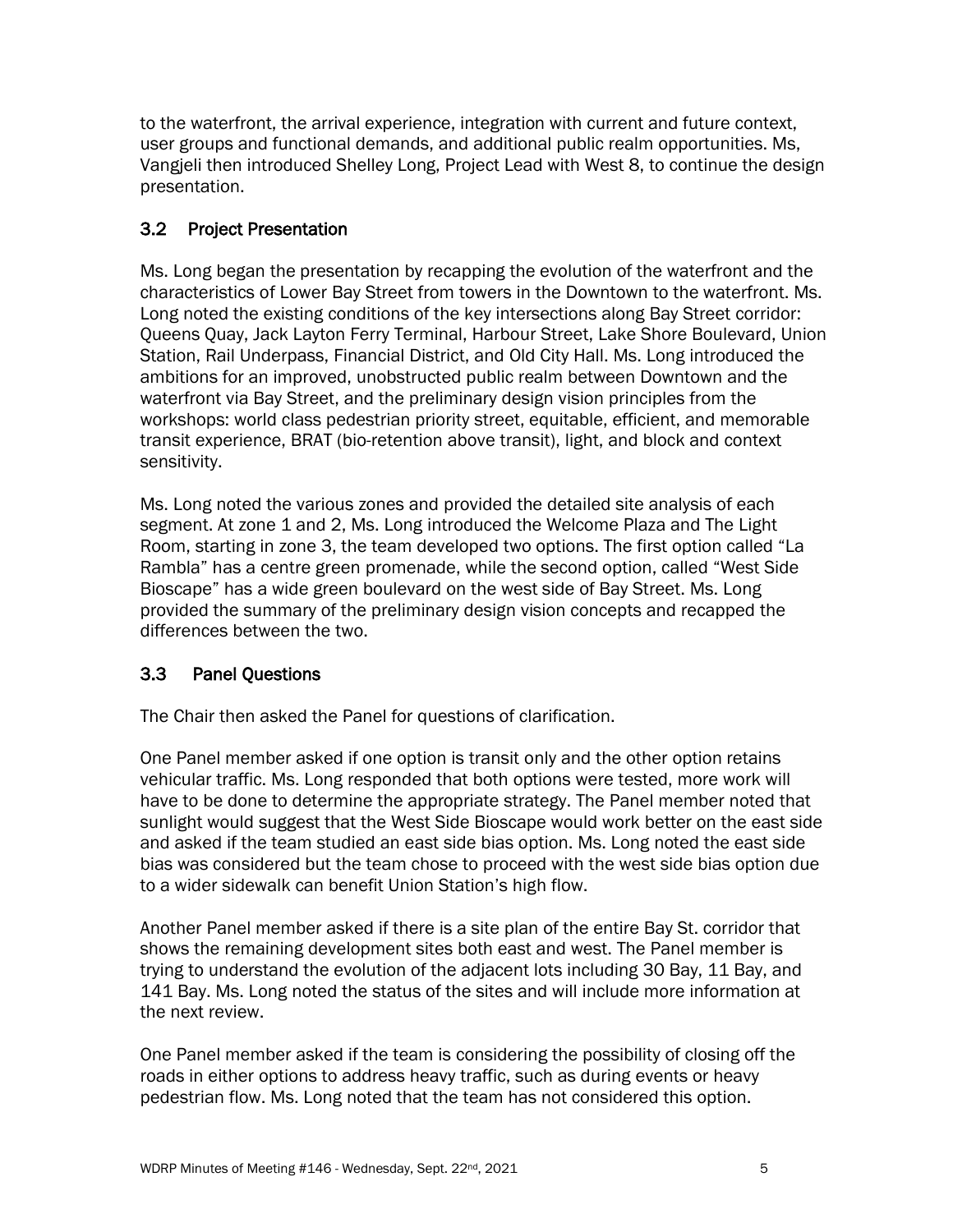to the waterfront, the arrival experience, integration with current and future context, user groups and functional demands, and additional public realm opportunities. Ms, Vangjeli then introduced Shelley Long, Project Lead with West 8, to continue the design presentation.

## 3.2 Project Presentation

Ms. Long began the presentation by recapping the evolution of the waterfront and the characteristics of Lower Bay Street from towers in the Downtown to the waterfront. Ms. Long noted the existing conditions of the key intersections along Bay Street corridor: Queens Quay, Jack Layton Ferry Terminal, Harbour Street, Lake Shore Boulevard, Union Station, Rail Underpass, Financial District, and Old City Hall. Ms. Long introduced the ambitions for an improved, unobstructed public realm between Downtown and the waterfront via Bay Street, and the preliminary design vision principles from the workshops: world class pedestrian priority street, equitable, efficient, and memorable transit experience, BRAT (bio-retention above transit), light, and block and context sensitivity.

Ms. Long noted the various zones and provided the detailed site analysis of each segment. At zone 1 and 2, Ms. Long introduced the Welcome Plaza and The Light Room, starting in zone 3, the team developed two options. The first option called "La Rambla" has a centre green promenade, while the second option, called "West Side Bioscape" has a wide green boulevard on the west side of Bay Street. Ms. Long provided the summary of the preliminary design vision concepts and recapped the differences between the two.

## 3.3 Panel Questions

The Chair then asked the Panel for questions of clarification.

One Panel member asked if one option is transit only and the other option retains vehicular traffic. Ms. Long responded that both options were tested, more work will have to be done to determine the appropriate strategy. The Panel member noted that sunlight would suggest that the West Side Bioscape would work better on the east side and asked if the team studied an east side bias option. Ms. Long noted the east side bias was considered but the team chose to proceed with the west side bias option due to a wider sidewalk can benefit Union Station's high flow.

Another Panel member asked if there is a site plan of the entire Bay St. corridor that shows the remaining development sites both east and west. The Panel member is trying to understand the evolution of the adjacent lots including 30 Bay, 11 Bay, and 141 Bay. Ms. Long noted the status of the sites and will include more information at the next review.

One Panel member asked if the team is considering the possibility of closing off the roads in either options to address heavy traffic, such as during events or heavy pedestrian flow. Ms. Long noted that the team has not considered this option.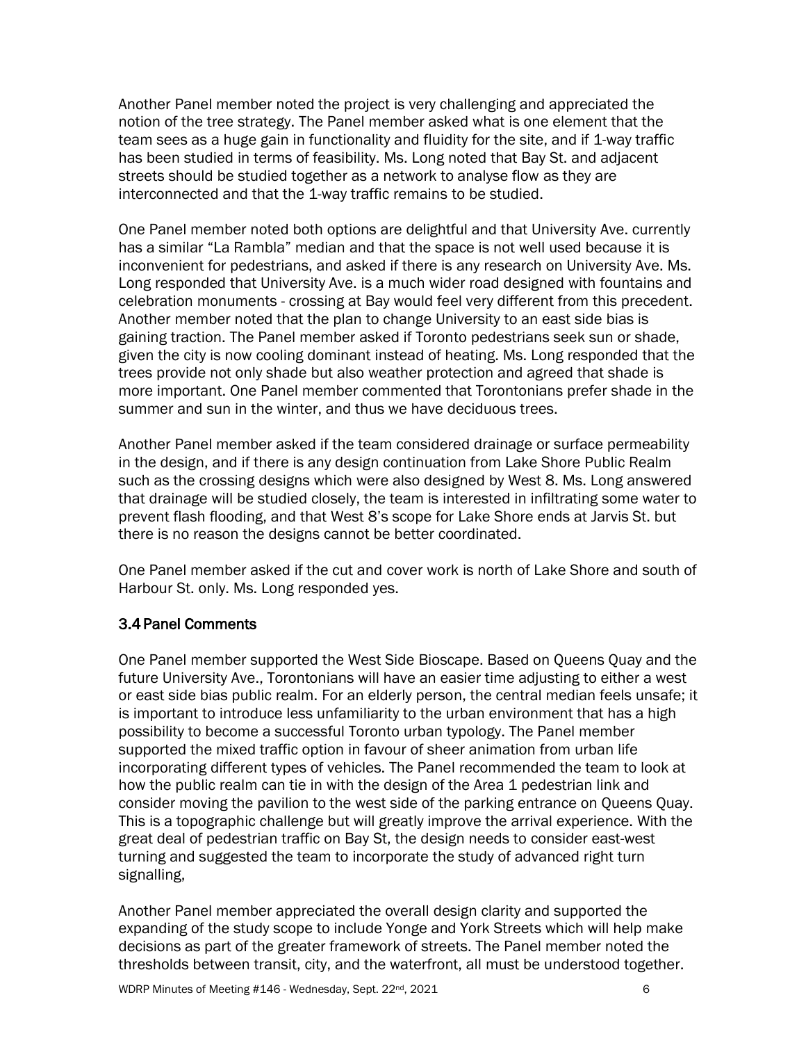Another Panel member noted the project is very challenging and appreciated the notion of the tree strategy. The Panel member asked what is one element that the team sees as a huge gain in functionality and fluidity for the site, and if 1-way traffic has been studied in terms of feasibility. Ms. Long noted that Bay St. and adjacent streets should be studied together as a network to analyse flow as they are interconnected and that the 1-way traffic remains to be studied.

One Panel member noted both options are delightful and that University Ave. currently has a similar "La Rambla" median and that the space is not well used because it is inconvenient for pedestrians, and asked if there is any research on University Ave. Ms. Long responded that University Ave. is a much wider road designed with fountains and celebration monuments - crossing at Bay would feel very different from this precedent. Another member noted that the plan to change University to an east side bias is gaining traction. The Panel member asked if Toronto pedestrians seek sun or shade, given the city is now cooling dominant instead of heating. Ms. Long responded that the trees provide not only shade but also weather protection and agreed that shade is more important. One Panel member commented that Torontonians prefer shade in the summer and sun in the winter, and thus we have deciduous trees.

Another Panel member asked if the team considered drainage or surface permeability in the design, and if there is any design continuation from Lake Shore Public Realm such as the crossing designs which were also designed by West 8. Ms. Long answered that drainage will be studied closely, the team is interested in infiltrating some water to prevent flash flooding, and that West 8's scope for Lake Shore ends at Jarvis St. but there is no reason the designs cannot be better coordinated.

One Panel member asked if the cut and cover work is north of Lake Shore and south of Harbour St. only. Ms. Long responded yes.

### 3.4 Panel Comments

One Panel member supported the West Side Bioscape. Based on Queens Quay and the future University Ave., Torontonians will have an easier time adjusting to either a west or east side bias public realm. For an elderly person, the central median feels unsafe; it is important to introduce less unfamiliarity to the urban environment that has a high possibility to become a successful Toronto urban typology. The Panel member supported the mixed traffic option in favour of sheer animation from urban life incorporating different types of vehicles. The Panel recommended the team to look at how the public realm can tie in with the design of the Area 1 pedestrian link and consider moving the pavilion to the west side of the parking entrance on Queens Quay. This is a topographic challenge but will greatly improve the arrival experience. With the great deal of pedestrian traffic on Bay St, the design needs to consider east-west turning and suggested the team to incorporate the study of advanced right turn signalling,

Another Panel member appreciated the overall design clarity and supported the expanding of the study scope to include Yonge and York Streets which will help make decisions as part of the greater framework of streets. The Panel member noted the thresholds between transit, city, and the waterfront, all must be understood together.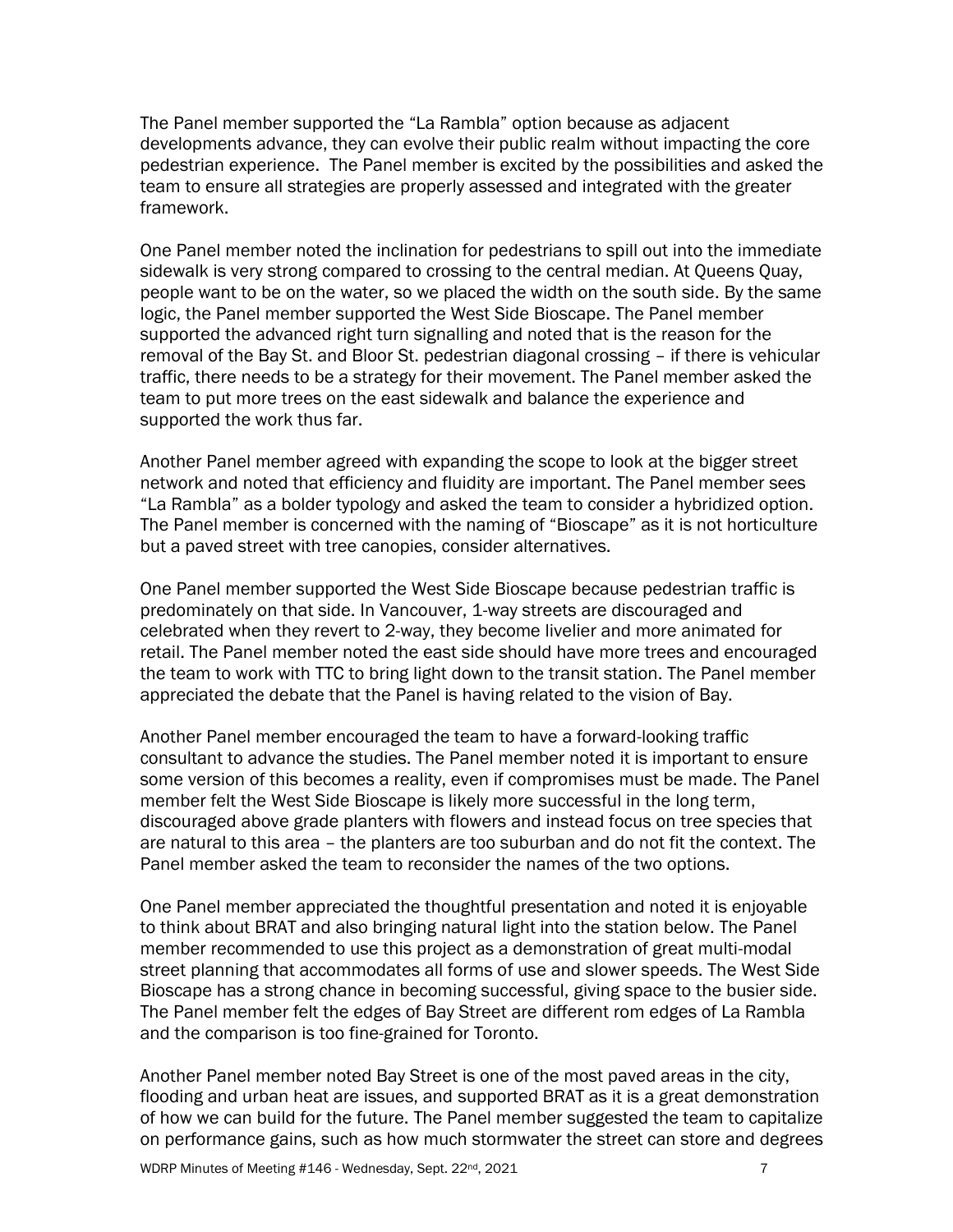The Panel member supported the "La Rambla" option because as adjacent developments advance, they can evolve their public realm without impacting the core pedestrian experience. The Panel member is excited by the possibilities and asked the team to ensure all strategies are properly assessed and integrated with the greater framework.

One Panel member noted the inclination for pedestrians to spill out into the immediate sidewalk is very strong compared to crossing to the central median. At Queens Quay, people want to be on the water, so we placed the width on the south side. By the same logic, the Panel member supported the West Side Bioscape. The Panel member supported the advanced right turn signalling and noted that is the reason for the removal of the Bay St. and Bloor St. pedestrian diagonal crossing – if there is vehicular traffic, there needs to be a strategy for their movement. The Panel member asked the team to put more trees on the east sidewalk and balance the experience and supported the work thus far.

Another Panel member agreed with expanding the scope to look at the bigger street network and noted that efficiency and fluidity are important. The Panel member sees "La Rambla" as a bolder typology and asked the team to consider a hybridized option. The Panel member is concerned with the naming of "Bioscape" as it is not horticulture but a paved street with tree canopies, consider alternatives.

One Panel member supported the West Side Bioscape because pedestrian traffic is predominately on that side. In Vancouver, 1-way streets are discouraged and celebrated when they revert to 2-way, they become livelier and more animated for retail. The Panel member noted the east side should have more trees and encouraged the team to work with TTC to bring light down to the transit station. The Panel member appreciated the debate that the Panel is having related to the vision of Bay.

Another Panel member encouraged the team to have a forward-looking traffic consultant to advance the studies. The Panel member noted it is important to ensure some version of this becomes a reality, even if compromises must be made. The Panel member felt the West Side Bioscape is likely more successful in the long term, discouraged above grade planters with flowers and instead focus on tree species that are natural to this area – the planters are too suburban and do not fit the context. The Panel member asked the team to reconsider the names of the two options.

One Panel member appreciated the thoughtful presentation and noted it is enjoyable to think about BRAT and also bringing natural light into the station below. The Panel member recommended to use this project as a demonstration of great multi-modal street planning that accommodates all forms of use and slower speeds. The West Side Bioscape has a strong chance in becoming successful, giving space to the busier side. The Panel member felt the edges of Bay Street are different rom edges of La Rambla and the comparison is too fine-grained for Toronto.

Another Panel member noted Bay Street is one of the most paved areas in the city, flooding and urban heat are issues, and supported BRAT as it is a great demonstration of how we can build for the future. The Panel member suggested the team to capitalize on performance gains, such as how much stormwater the street can store and degrees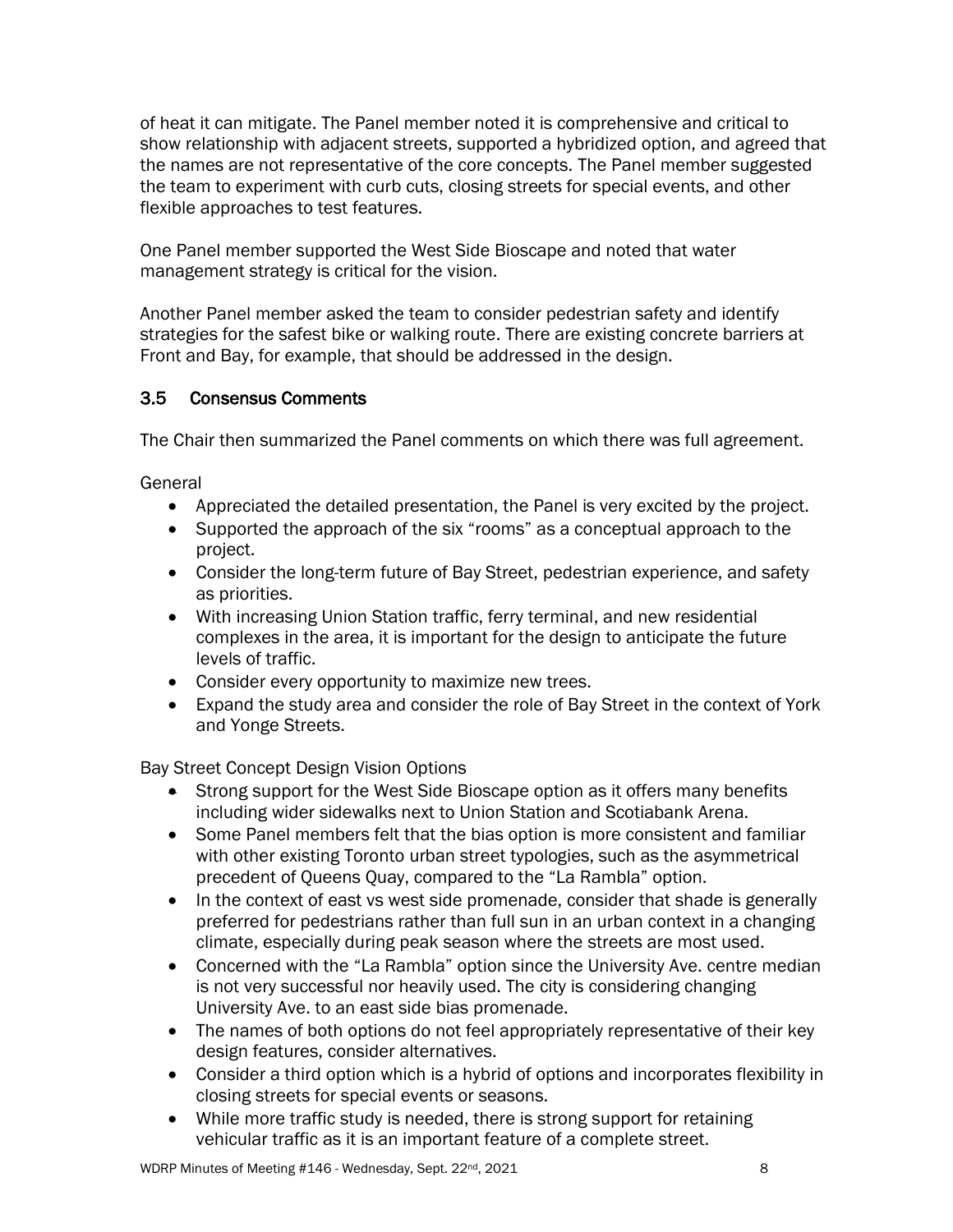of heat it can mitigate. The Panel member noted it is comprehensive and critical to show relationship with adjacent streets, supported a hybridized option, and agreed that the names are not representative of the core concepts. The Panel member suggested the team to experiment with curb cuts, closing streets for special events, and other flexible approaches to test features.

One Panel member supported the West Side Bioscape and noted that water management strategy is critical for the vision.

Another Panel member asked the team to consider pedestrian safety and identify strategies for the safest bike or walking route. There are existing concrete barriers at Front and Bay, for example, that should be addressed in the design.

### 3.5 Consensus Comments

The Chair then summarized the Panel comments on which there was full agreement.

General

- Appreciated the detailed presentation, the Panel is very excited by the project.
- Supported the approach of the six "rooms" as a conceptual approach to the project.
- Consider the long-term future of Bay Street, pedestrian experience, and safety as priorities.
- With increasing Union Station traffic, ferry terminal, and new residential complexes in the area, it is important for the design to anticipate the future levels of traffic.
- Consider every opportunity to maximize new trees.
- Expand the study area and consider the role of Bay Street in the context of York and Yonge Streets.

Bay Street Concept Design Vision Options

- Strong support for the West Side Bioscape option as it offers many benefits including wider sidewalks next to Union Station and Scotiabank Arena.
- Some Panel members felt that the bias option is more consistent and familiar with other existing Toronto urban street typologies, such as the asymmetrical precedent of Queens Quay, compared to the "La Rambla" option.
- In the context of east vs west side promenade, consider that shade is generally preferred for pedestrians rather than full sun in an urban context in a changing climate, especially during peak season where the streets are most used.
- Concerned with the "La Rambla" option since the University Ave. centre median is not very successful nor heavily used. The city is considering changing University Ave. to an east side bias promenade.
- The names of both options do not feel appropriately representative of their key design features, consider alternatives.
- Consider a third option which is a hybrid of options and incorporates flexibility in closing streets for special events or seasons.
- While more traffic study is needed, there is strong support for retaining vehicular traffic as it is an important feature of a complete street.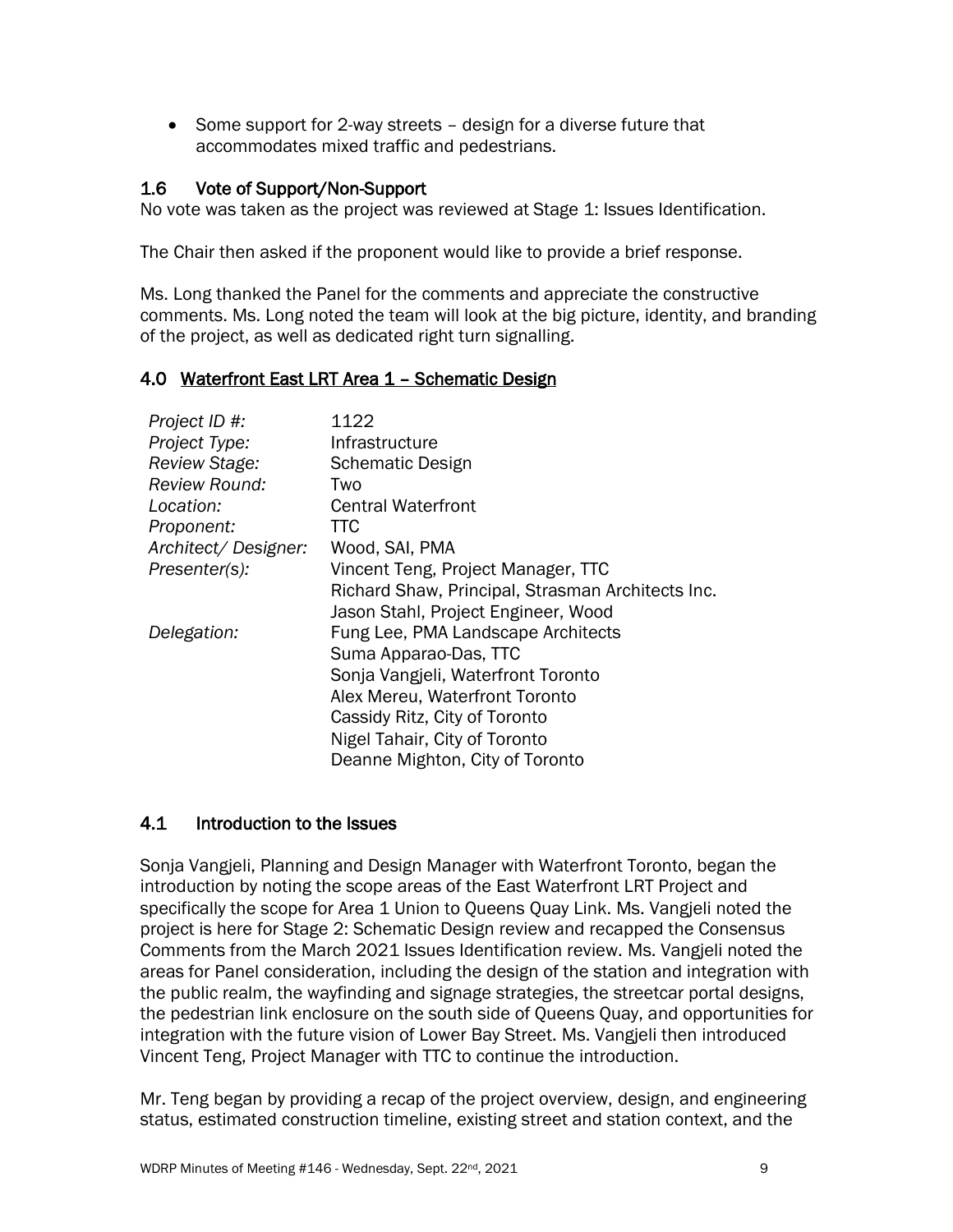- Some support for 2-way streets – design for a diverse future that accommodates mixed traffic and pedestrians.

### 1.6 Vote of Support/Non-Support

No vote was taken as the project was reviewed at Stage 1: Issues Identification.

The Chair then asked if the proponent would like to provide a brief response.

Ms. Long thanked the Panel for the comments and appreciate the constructive comments. Ms. Long noted the team will look at the big picture, identity, and branding of the project, as well as dedicated right turn signalling.

## 4.0 Waterfront East LRT Area 1 – Schematic Design

| | |
|---|---|
| *Project ID #:* | 1122 |
| *Project Type:* | Infrastructure |
| *Review Stage:* | Schematic Design |
| *Review Round:* | Two |
| *Location:* | Central Waterfront |
| *Proponent:* | TTC |
| *Architect/ Designer:* | Wood, SAI, PMA |
| *Presenter(s):* | Vincent Teng, Project Manager, TTC<br>Richard Shaw, Principal, Strasman Architects Inc.<br>Jason Stahl, Project Engineer, Wood |
| *Delegation:* | Fung Lee, PMA Landscape Architects<br>Suma Apparao-Das, TTC<br>Sonja Vangjeli, Waterfront Toronto<br>Alex Mereu, Waterfront Toronto<br>Cassidy Ritz, City of Toronto<br>Nigel Tahair, City of Toronto<br>Deanne Mighton, City of Toronto |

### 4.1 Introduction to the Issues

Sonja Vangjeli, Planning and Design Manager with Waterfront Toronto, began the introduction by noting the scope areas of the East Waterfront LRT Project and specifically the scope for Area 1 Union to Queens Quay Link. Ms. Vangjeli noted the project is here for Stage 2: Schematic Design review and recapped the Consensus Comments from the March 2021 Issues Identification review. Ms. Vangjeli noted the areas for Panel consideration, including the design of the station and integration with the public realm, the wayfinding and signage strategies, the streetcar portal designs, the pedestrian link enclosure on the south side of Queens Quay, and opportunities for integration with the future vision of Lower Bay Street. Ms. Vangjeli then introduced Vincent Teng, Project Manager with TTC to continue the introduction.

Mr. Teng began by providing a recap of the project overview, design, and engineering status, estimated construction timeline, existing street and station context, and the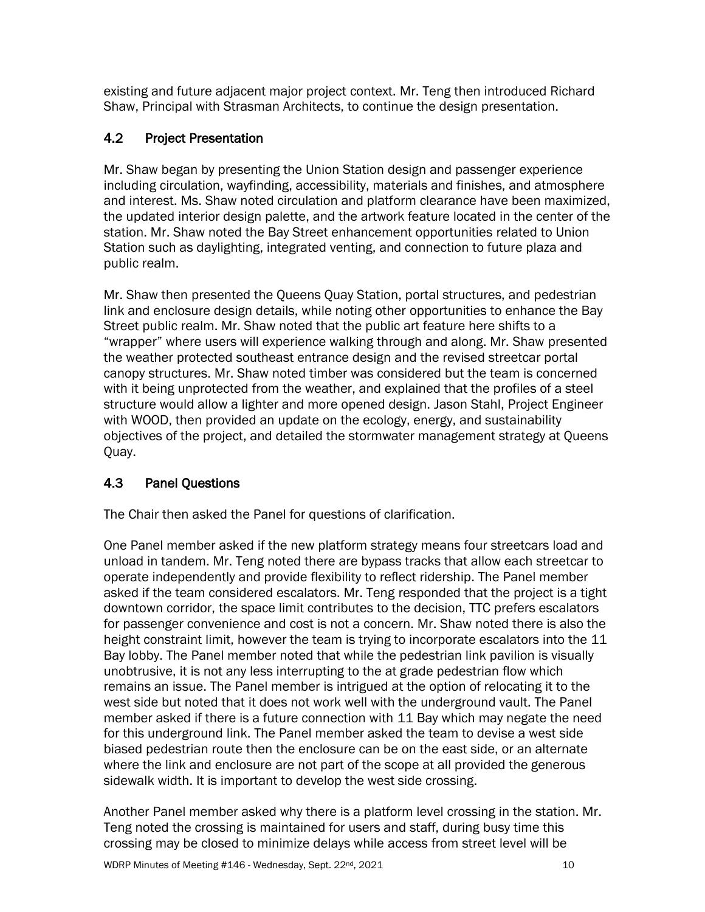existing and future adjacent major project context. Mr. Teng then introduced Richard Shaw, Principal with Strasman Architects, to continue the design presentation.

## 4.2 Project Presentation

Mr. Shaw began by presenting the Union Station design and passenger experience including circulation, wayfinding, accessibility, materials and finishes, and atmosphere and interest. Ms. Shaw noted circulation and platform clearance have been maximized, the updated interior design palette, and the artwork feature located in the center of the station. Mr. Shaw noted the Bay Street enhancement opportunities related to Union Station such as daylighting, integrated venting, and connection to future plaza and public realm.

Mr. Shaw then presented the Queens Quay Station, portal structures, and pedestrian link and enclosure design details, while noting other opportunities to enhance the Bay Street public realm. Mr. Shaw noted that the public art feature here shifts to a "wrapper" where users will experience walking through and along. Mr. Shaw presented the weather protected southeast entrance design and the revised streetcar portal canopy structures. Mr. Shaw noted timber was considered but the team is concerned with it being unprotected from the weather, and explained that the profiles of a steel structure would allow a lighter and more opened design. Jason Stahl, Project Engineer with WOOD, then provided an update on the ecology, energy, and sustainability objectives of the project, and detailed the stormwater management strategy at Queens Quay.

## 4.3 Panel Questions

The Chair then asked the Panel for questions of clarification.

One Panel member asked if the new platform strategy means four streetcars load and unload in tandem. Mr. Teng noted there are bypass tracks that allow each streetcar to operate independently and provide flexibility to reflect ridership. The Panel member asked if the team considered escalators. Mr. Teng responded that the project is a tight downtown corridor, the space limit contributes to the decision, TTC prefers escalators for passenger convenience and cost is not a concern. Mr. Shaw noted there is also the height constraint limit, however the team is trying to incorporate escalators into the 11 Bay lobby. The Panel member noted that while the pedestrian link pavilion is visually unobtrusive, it is not any less interrupting to the at grade pedestrian flow which remains an issue. The Panel member is intrigued at the option of relocating it to the west side but noted that it does not work well with the underground vault. The Panel member asked if there is a future connection with 11 Bay which may negate the need for this underground link. The Panel member asked the team to devise a west side biased pedestrian route then the enclosure can be on the east side, or an alternate where the link and enclosure are not part of the scope at all provided the generous sidewalk width. It is important to develop the west side crossing.

Another Panel member asked why there is a platform level crossing in the station. Mr. Teng noted the crossing is maintained for users and staff, during busy time this crossing may be closed to minimize delays while access from street level will be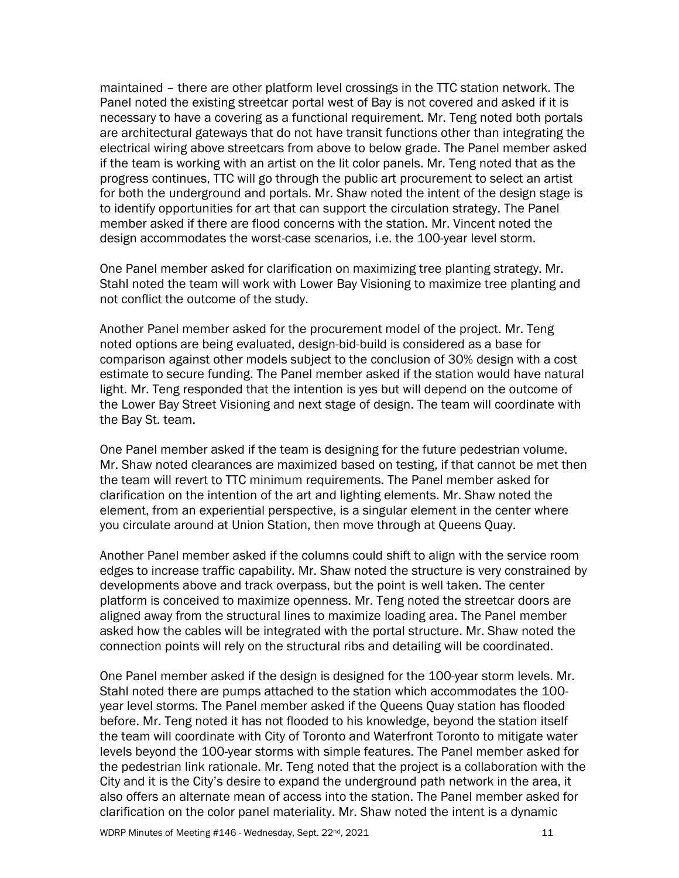maintained – there are other platform level crossings in the TTC station network. The Panel noted the existing streetcar portal west of Bay is not covered and asked if it is necessary to have a covering as a functional requirement. Mr. Teng noted both portals are architectural gateways that do not have transit functions other than integrating the electrical wiring above streetcars from above to below grade. The Panel member asked if the team is working with an artist on the lit color panels. Mr. Teng noted that as the progress continues, TTC will go through the public art procurement to select an artist for both the underground and portals. Mr. Shaw noted the intent of the design stage is to identify opportunities for art that can support the circulation strategy. The Panel member asked if there are flood concerns with the station. Mr. Vincent noted the design accommodates the worst-case scenarios, i.e. the 100-year level storm.

One Panel member asked for clarification on maximizing tree planting strategy. Mr. Stahl noted the team will work with Lower Bay Visioning to maximize tree planting and not conflict the outcome of the study.

Another Panel member asked for the procurement model of the project. Mr. Teng noted options are being evaluated, design-bid-build is considered as a base for comparison against other models subject to the conclusion of 30% design with a cost estimate to secure funding. The Panel member asked if the station would have natural light. Mr. Teng responded that the intention is yes but will depend on the outcome of the Lower Bay Street Visioning and next stage of design. The team will coordinate with the Bay St. team.

One Panel member asked if the team is designing for the future pedestrian volume. Mr. Shaw noted clearances are maximized based on testing, if that cannot be met then the team will revert to TTC minimum requirements. The Panel member asked for clarification on the intention of the art and lighting elements. Mr. Shaw noted the element, from an experiential perspective, is a singular element in the center where you circulate around at Union Station, then move through at Queens Quay.

Another Panel member asked if the columns could shift to align with the service room edges to increase traffic capability. Mr. Shaw noted the structure is very constrained by developments above and track overpass, but the point is well taken. The center platform is conceived to maximize openness. Mr. Teng noted the streetcar doors are aligned away from the structural lines to maximize loading area. The Panel member asked how the cables will be integrated with the portal structure. Mr. Shaw noted the connection points will rely on the structural ribs and detailing will be coordinated.

One Panel member asked if the design is designed for the 100-year storm levels. Mr. Stahl noted there are pumps attached to the station which accommodates the 100-year level storms. The Panel member asked if the Queens Quay station has flooded before. Mr. Teng noted it has not flooded to his knowledge, beyond the station itself the team will coordinate with City of Toronto and Waterfront Toronto to mitigate water levels beyond the 100-year storms with simple features. The Panel member asked for the pedestrian link rationale. Mr. Teng noted that the project is a collaboration with the City and it is the City's desire to expand the underground path network in the area, it also offers an alternate mean of access into the station. The Panel member asked for clarification on the color panel materiality. Mr. Shaw noted the intent is a dynamic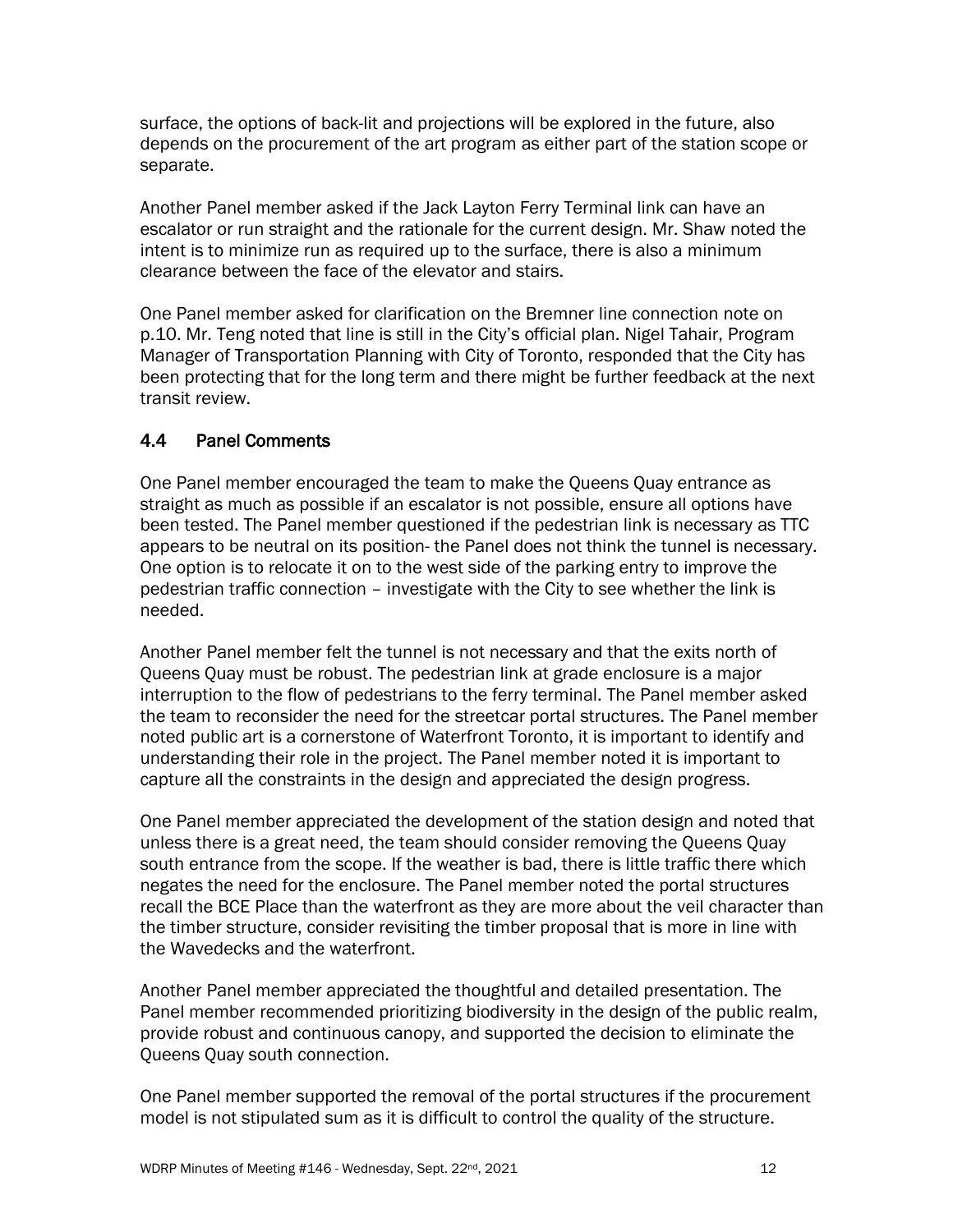surface, the options of back-lit and projections will be explored in the future, also depends on the procurement of the art program as either part of the station scope or separate.

Another Panel member asked if the Jack Layton Ferry Terminal link can have an escalator or run straight and the rationale for the current design. Mr. Shaw noted the intent is to minimize run as required up to the surface, there is also a minimum clearance between the face of the elevator and stairs.

One Panel member asked for clarification on the Bremner line connection note on p.10. Mr. Teng noted that line is still in the City's official plan. Nigel Tahair, Program Manager of Transportation Planning with City of Toronto, responded that the City has been protecting that for the long term and there might be further feedback at the next transit review.

### 4.4 Panel Comments

One Panel member encouraged the team to make the Queens Quay entrance as straight as much as possible if an escalator is not possible, ensure all options have been tested. The Panel member questioned if the pedestrian link is necessary as TTC appears to be neutral on its position- the Panel does not think the tunnel is necessary. One option is to relocate it on to the west side of the parking entry to improve the pedestrian traffic connection – investigate with the City to see whether the link is needed.

Another Panel member felt the tunnel is not necessary and that the exits north of Queens Quay must be robust. The pedestrian link at grade enclosure is a major interruption to the flow of pedestrians to the ferry terminal. The Panel member asked the team to reconsider the need for the streetcar portal structures. The Panel member noted public art is a cornerstone of Waterfront Toronto, it is important to identify and understanding their role in the project. The Panel member noted it is important to capture all the constraints in the design and appreciated the design progress.

One Panel member appreciated the development of the station design and noted that unless there is a great need, the team should consider removing the Queens Quay south entrance from the scope. If the weather is bad, there is little traffic there which negates the need for the enclosure. The Panel member noted the portal structures recall the BCE Place than the waterfront as they are more about the veil character than the timber structure, consider revisiting the timber proposal that is more in line with the Wavedecks and the waterfront.

Another Panel member appreciated the thoughtful and detailed presentation. The Panel member recommended prioritizing biodiversity in the design of the public realm, provide robust and continuous canopy, and supported the decision to eliminate the Queens Quay south connection.

One Panel member supported the removal of the portal structures if the procurement model is not stipulated sum as it is difficult to control the quality of the structure.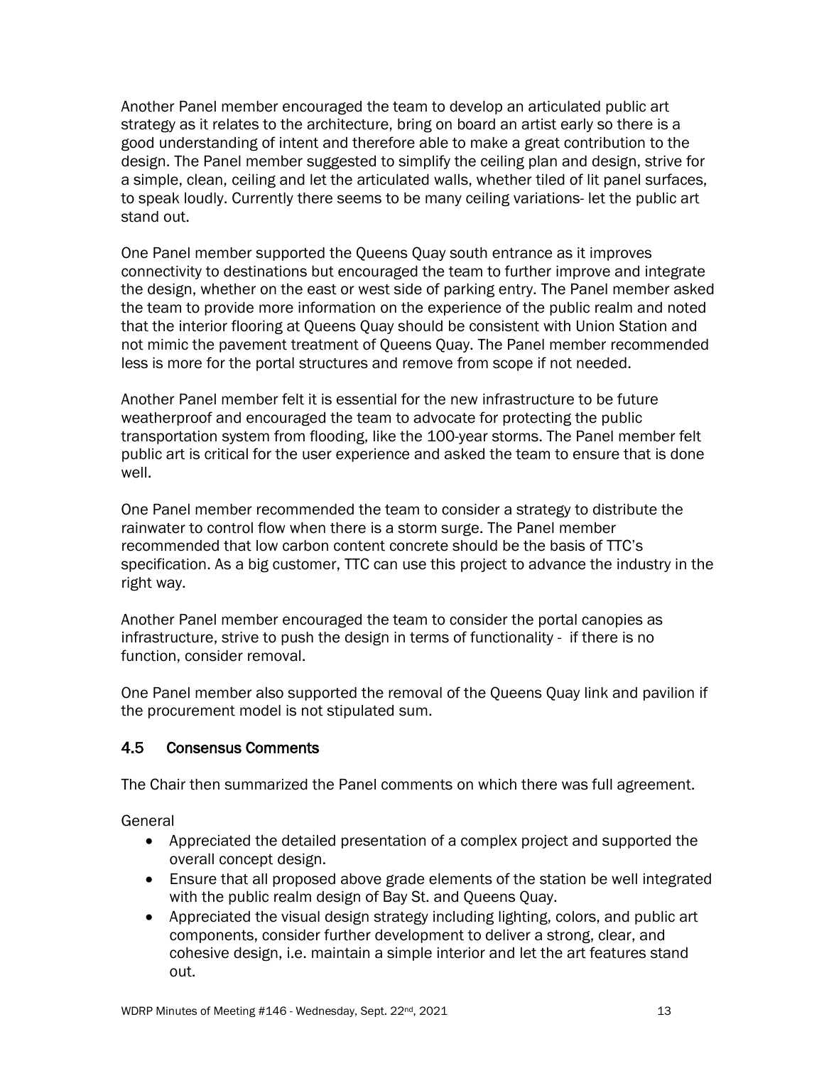Another Panel member encouraged the team to develop an articulated public art strategy as it relates to the architecture, bring on board an artist early so there is a good understanding of intent and therefore able to make a great contribution to the design. The Panel member suggested to simplify the ceiling plan and design, strive for a simple, clean, ceiling and let the articulated walls, whether tiled of lit panel surfaces, to speak loudly. Currently there seems to be many ceiling variations- let the public art stand out.

One Panel member supported the Queens Quay south entrance as it improves connectivity to destinations but encouraged the team to further improve and integrate the design, whether on the east or west side of parking entry. The Panel member asked the team to provide more information on the experience of the public realm and noted that the interior flooring at Queens Quay should be consistent with Union Station and not mimic the pavement treatment of Queens Quay. The Panel member recommended less is more for the portal structures and remove from scope if not needed.

Another Panel member felt it is essential for the new infrastructure to be future weatherproof and encouraged the team to advocate for protecting the public transportation system from flooding, like the 100-year storms. The Panel member felt public art is critical for the user experience and asked the team to ensure that is done well.

One Panel member recommended the team to consider a strategy to distribute the rainwater to control flow when there is a storm surge. The Panel member recommended that low carbon content concrete should be the basis of TTC's specification. As a big customer, TTC can use this project to advance the industry in the right way.

Another Panel member encouraged the team to consider the portal canopies as infrastructure, strive to push the design in terms of functionality - if there is no function, consider removal.

One Panel member also supported the removal of the Queens Quay link and pavilion if the procurement model is not stipulated sum.

## 4.5 Consensus Comments

The Chair then summarized the Panel comments on which there was full agreement.

General

- Appreciated the detailed presentation of a complex project and supported the overall concept design.
- Ensure that all proposed above grade elements of the station be well integrated with the public realm design of Bay St. and Queens Quay.
- Appreciated the visual design strategy including lighting, colors, and public art components, consider further development to deliver a strong, clear, and cohesive design, i.e. maintain a simple interior and let the art features stand out.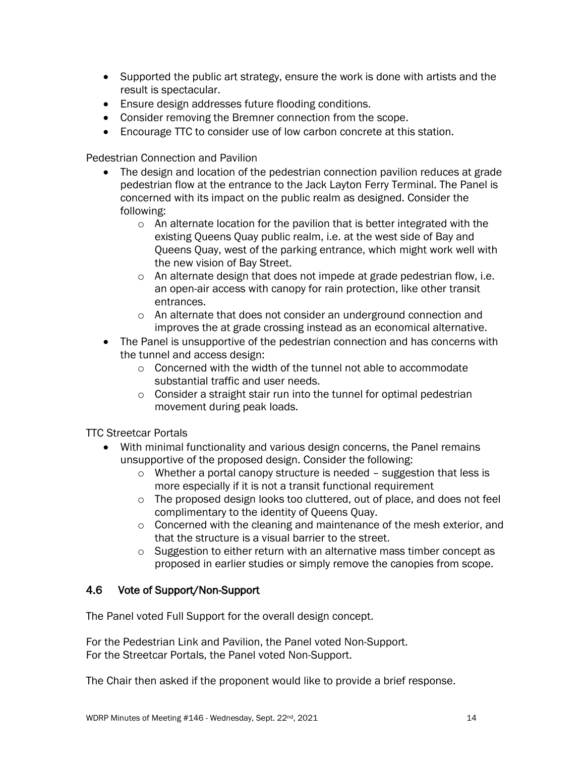- Supported the public art strategy, ensure the work is done with artists and the result is spectacular.
- Ensure design addresses future flooding conditions.
- Consider removing the Bremner connection from the scope.
- Encourage TTC to consider use of low carbon concrete at this station.

Pedestrian Connection and Pavilion

- The design and location of the pedestrian connection pavilion reduces at grade pedestrian flow at the entrance to the Jack Layton Ferry Terminal. The Panel is concerned with its impact on the public realm as designed. Consider the following:
  - An alternate location for the pavilion that is better integrated with the existing Queens Quay public realm, i.e. at the west side of Bay and Queens Quay, west of the parking entrance, which might work well with the new vision of Bay Street.
  - An alternate design that does not impede at grade pedestrian flow, i.e. an open-air access with canopy for rain protection, like other transit entrances.
  - An alternate that does not consider an underground connection and improves the at grade crossing instead as an economical alternative.
- The Panel is unsupportive of the pedestrian connection and has concerns with the tunnel and access design:
  - Concerned with the width of the tunnel not able to accommodate substantial traffic and user needs.
  - Consider a straight stair run into the tunnel for optimal pedestrian movement during peak loads.

TTC Streetcar Portals

- With minimal functionality and various design concerns, the Panel remains unsupportive of the proposed design. Consider the following:
  - Whether a portal canopy structure is needed – suggestion that less is more especially if it is not a transit functional requirement
  - The proposed design looks too cluttered, out of place, and does not feel complimentary to the identity of Queens Quay.
  - Concerned with the cleaning and maintenance of the mesh exterior, and that the structure is a visual barrier to the street.
  - Suggestion to either return with an alternative mass timber concept as proposed in earlier studies or simply remove the canopies from scope.

## 4.6 Vote of Support/Non-Support

The Panel voted Full Support for the overall design concept.

For the Pedestrian Link and Pavilion, the Panel voted Non-Support.
For the Streetcar Portals, the Panel voted Non-Support.

The Chair then asked if the proponent would like to provide a brief response.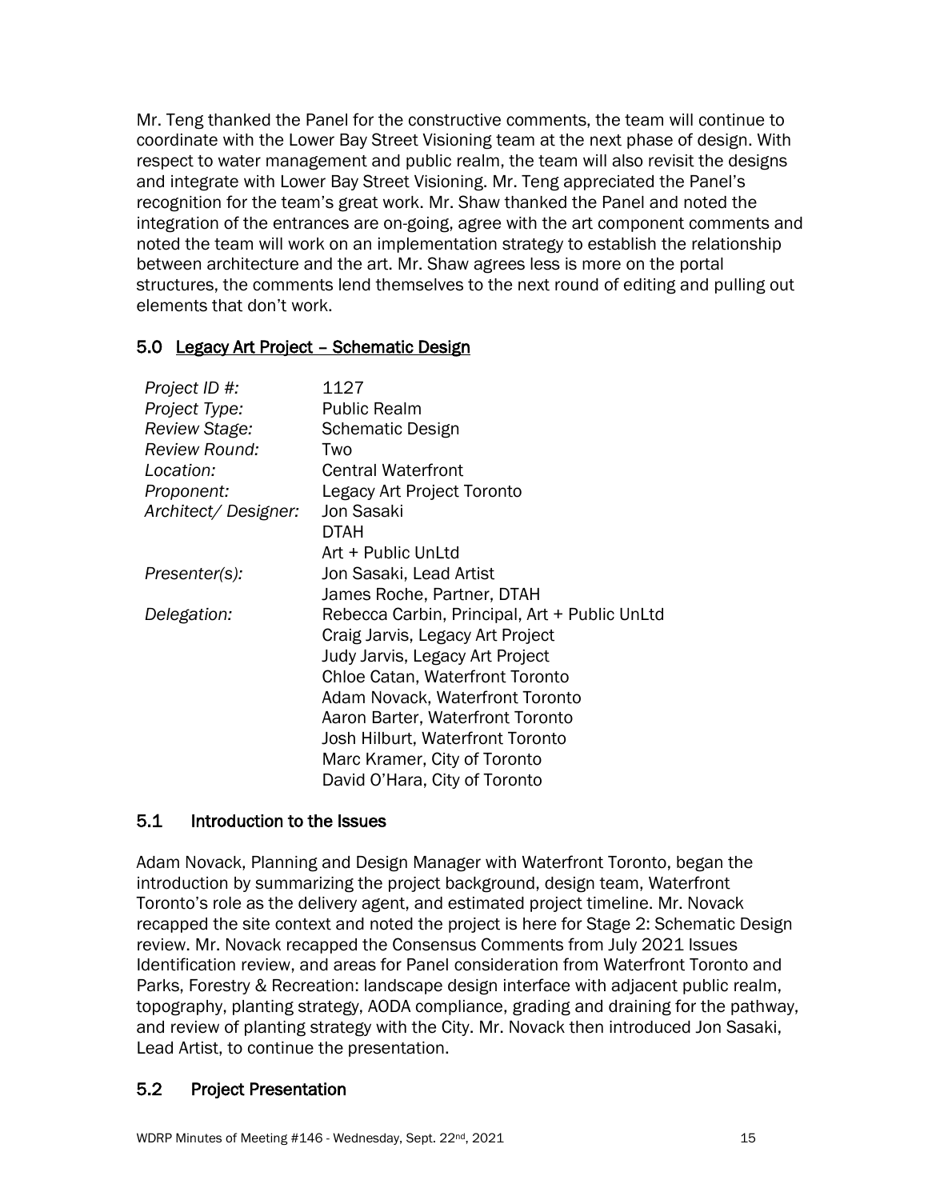Mr. Teng thanked the Panel for the constructive comments, the team will continue to coordinate with the Lower Bay Street Visioning team at the next phase of design. With respect to water management and public realm, the team will also revisit the designs and integrate with Lower Bay Street Visioning. Mr. Teng appreciated the Panel's recognition for the team's great work. Mr. Shaw thanked the Panel and noted the integration of the entrances are on-going, agree with the art component comments and noted the team will work on an implementation strategy to establish the relationship between architecture and the art. Mr. Shaw agrees less is more on the portal structures, the comments lend themselves to the next round of editing and pulling out elements that don't work.

## 5.0 Legacy Art Project – Schematic Design

| | |
|---|---|
| *Project ID #:* | 1127 |
| *Project Type:* | Public Realm |
| *Review Stage:* | Schematic Design |
| *Review Round:* | Two |
| *Location:* | Central Waterfront |
| *Proponent:* | Legacy Art Project Toronto |
| *Architect/ Designer:* | Jon Sasaki<br>DTAH<br>Art + Public UnLtd |
| *Presenter(s):* | Jon Sasaki, Lead Artist<br>James Roche, Partner, DTAH |
| *Delegation:* | Rebecca Carbin, Principal, Art + Public UnLtd<br>Craig Jarvis, Legacy Art Project<br>Judy Jarvis, Legacy Art Project<br>Chloe Catan, Waterfront Toronto<br>Adam Novack, Waterfront Toronto<br>Aaron Barter, Waterfront Toronto<br>Josh Hilburt, Waterfront Toronto<br>Marc Kramer, City of Toronto<br>David O'Hara, City of Toronto |

### 5.1 Introduction to the Issues

Adam Novack, Planning and Design Manager with Waterfront Toronto, began the introduction by summarizing the project background, design team, Waterfront Toronto's role as the delivery agent, and estimated project timeline. Mr. Novack recapped the site context and noted the project is here for Stage 2: Schematic Design review. Mr. Novack recapped the Consensus Comments from July 2021 Issues Identification review, and areas for Panel consideration from Waterfront Toronto and Parks, Forestry & Recreation: landscape design interface with adjacent public realm, topography, planting strategy, AODA compliance, grading and draining for the pathway, and review of planting strategy with the City. Mr. Novack then introduced Jon Sasaki, Lead Artist, to continue the presentation.

### 5.2 Project Presentation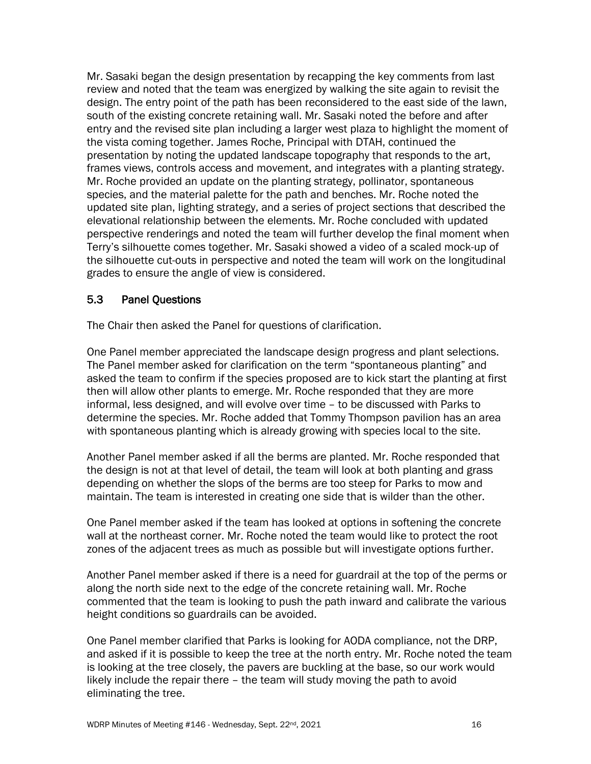Mr. Sasaki began the design presentation by recapping the key comments from last review and noted that the team was energized by walking the site again to revisit the design. The entry point of the path has been reconsidered to the east side of the lawn, south of the existing concrete retaining wall. Mr. Sasaki noted the before and after entry and the revised site plan including a larger west plaza to highlight the moment of the vista coming together. James Roche, Principal with DTAH, continued the presentation by noting the updated landscape topography that responds to the art, frames views, controls access and movement, and integrates with a planting strategy. Mr. Roche provided an update on the planting strategy, pollinator, spontaneous species, and the material palette for the path and benches. Mr. Roche noted the updated site plan, lighting strategy, and a series of project sections that described the elevational relationship between the elements. Mr. Roche concluded with updated perspective renderings and noted the team will further develop the final moment when Terry's silhouette comes together. Mr. Sasaki showed a video of a scaled mock-up of the silhouette cut-outs in perspective and noted the team will work on the longitudinal grades to ensure the angle of view is considered.

## 5.3 Panel Questions

The Chair then asked the Panel for questions of clarification.

One Panel member appreciated the landscape design progress and plant selections. The Panel member asked for clarification on the term "spontaneous planting" and asked the team to confirm if the species proposed are to kick start the planting at first then will allow other plants to emerge. Mr. Roche responded that they are more informal, less designed, and will evolve over time – to be discussed with Parks to determine the species. Mr. Roche added that Tommy Thompson pavilion has an area with spontaneous planting which is already growing with species local to the site.

Another Panel member asked if all the berms are planted. Mr. Roche responded that the design is not at that level of detail, the team will look at both planting and grass depending on whether the slops of the berms are too steep for Parks to mow and maintain. The team is interested in creating one side that is wilder than the other.

One Panel member asked if the team has looked at options in softening the concrete wall at the northeast corner. Mr. Roche noted the team would like to protect the root zones of the adjacent trees as much as possible but will investigate options further.

Another Panel member asked if there is a need for guardrail at the top of the perms or along the north side next to the edge of the concrete retaining wall. Mr. Roche commented that the team is looking to push the path inward and calibrate the various height conditions so guardrails can be avoided.

One Panel member clarified that Parks is looking for AODA compliance, not the DRP, and asked if it is possible to keep the tree at the north entry. Mr. Roche noted the team is looking at the tree closely, the pavers are buckling at the base, so our work would likely include the repair there – the team will study moving the path to avoid eliminating the tree.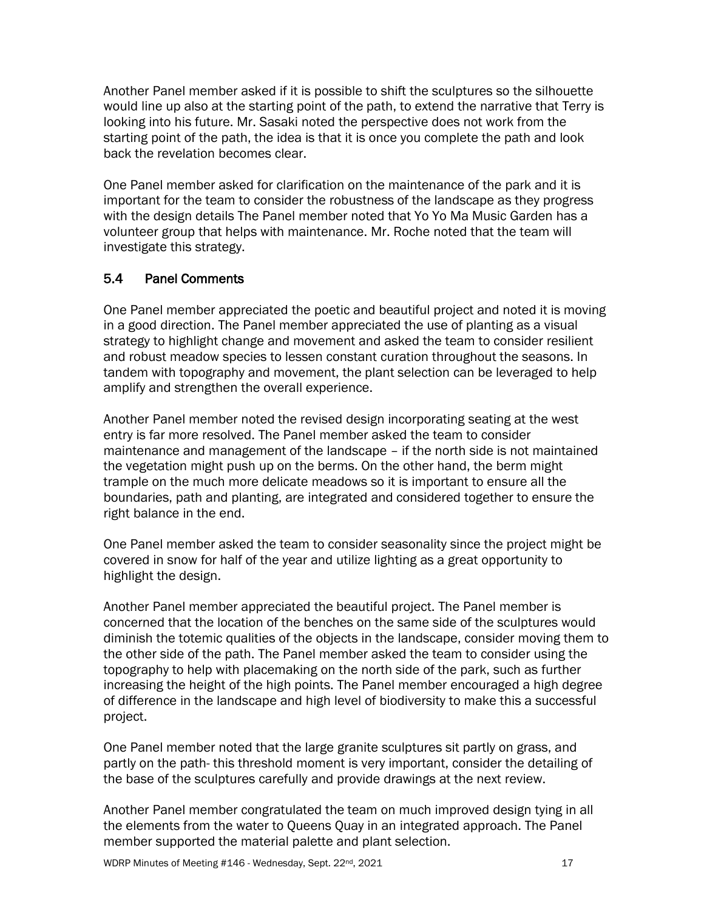Another Panel member asked if it is possible to shift the sculptures so the silhouette would line up also at the starting point of the path, to extend the narrative that Terry is looking into his future. Mr. Sasaki noted the perspective does not work from the starting point of the path, the idea is that it is once you complete the path and look back the revelation becomes clear.

One Panel member asked for clarification on the maintenance of the park and it is important for the team to consider the robustness of the landscape as they progress with the design details The Panel member noted that Yo Yo Ma Music Garden has a volunteer group that helps with maintenance. Mr. Roche noted that the team will investigate this strategy.

## 5.4 Panel Comments

One Panel member appreciated the poetic and beautiful project and noted it is moving in a good direction. The Panel member appreciated the use of planting as a visual strategy to highlight change and movement and asked the team to consider resilient and robust meadow species to lessen constant curation throughout the seasons. In tandem with topography and movement, the plant selection can be leveraged to help amplify and strengthen the overall experience.

Another Panel member noted the revised design incorporating seating at the west entry is far more resolved. The Panel member asked the team to consider maintenance and management of the landscape – if the north side is not maintained the vegetation might push up on the berms. On the other hand, the berm might trample on the much more delicate meadows so it is important to ensure all the boundaries, path and planting, are integrated and considered together to ensure the right balance in the end.

One Panel member asked the team to consider seasonality since the project might be covered in snow for half of the year and utilize lighting as a great opportunity to highlight the design.

Another Panel member appreciated the beautiful project. The Panel member is concerned that the location of the benches on the same side of the sculptures would diminish the totemic qualities of the objects in the landscape, consider moving them to the other side of the path. The Panel member asked the team to consider using the topography to help with placemaking on the north side of the park, such as further increasing the height of the high points. The Panel member encouraged a high degree of difference in the landscape and high level of biodiversity to make this a successful project.

One Panel member noted that the large granite sculptures sit partly on grass, and partly on the path- this threshold moment is very important, consider the detailing of the base of the sculptures carefully and provide drawings at the next review.

Another Panel member congratulated the team on much improved design tying in all the elements from the water to Queens Quay in an integrated approach. The Panel member supported the material palette and plant selection.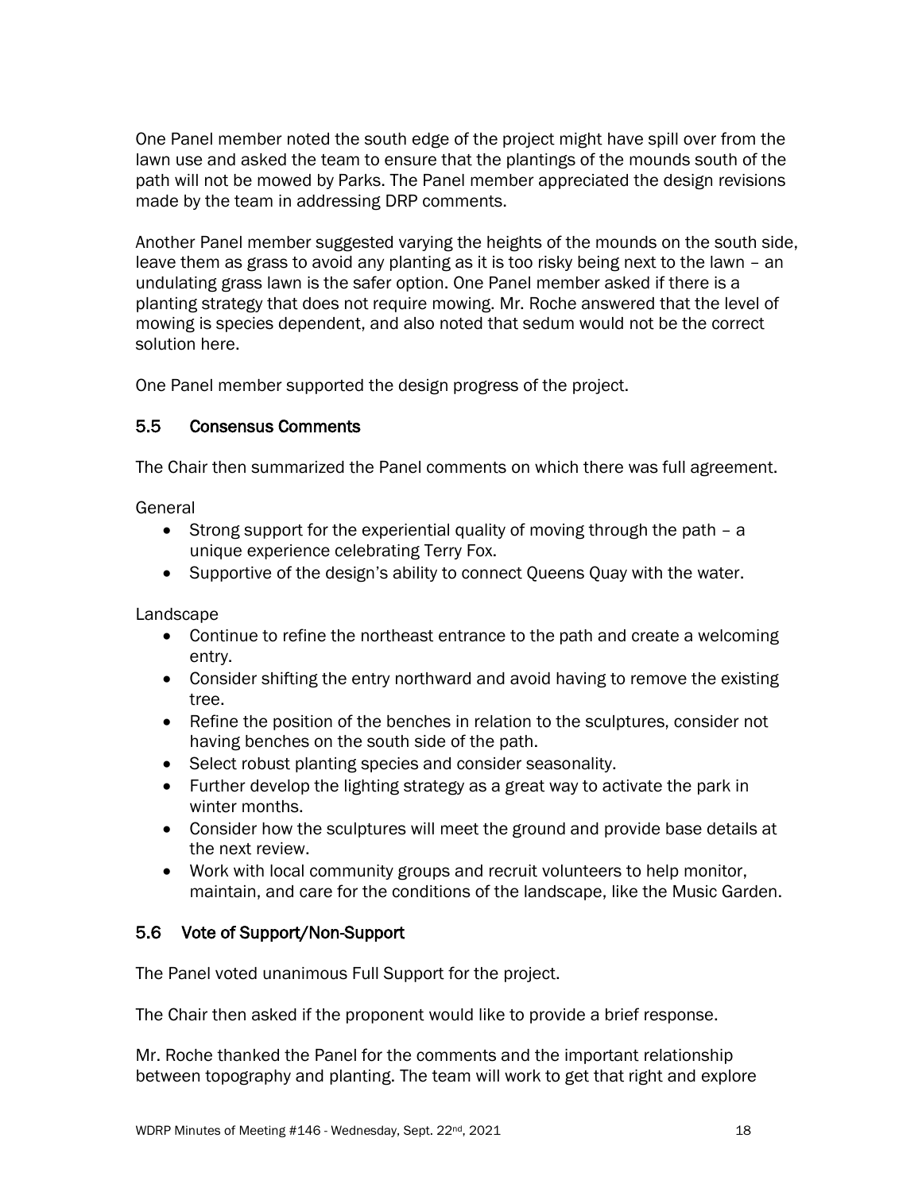One Panel member noted the south edge of the project might have spill over from the lawn use and asked the team to ensure that the plantings of the mounds south of the path will not be mowed by Parks. The Panel member appreciated the design revisions made by the team in addressing DRP comments.

Another Panel member suggested varying the heights of the mounds on the south side, leave them as grass to avoid any planting as it is too risky being next to the lawn – an undulating grass lawn is the safer option. One Panel member asked if there is a planting strategy that does not require mowing. Mr. Roche answered that the level of mowing is species dependent, and also noted that sedum would not be the correct solution here.

One Panel member supported the design progress of the project.

### 5.5 Consensus Comments

The Chair then summarized the Panel comments on which there was full agreement.

General

- Strong support for the experiential quality of moving through the path – a unique experience celebrating Terry Fox.
- Supportive of the design's ability to connect Queens Quay with the water.

Landscape

- Continue to refine the northeast entrance to the path and create a welcoming entry.
- Consider shifting the entry northward and avoid having to remove the existing tree.
- Refine the position of the benches in relation to the sculptures, consider not having benches on the south side of the path.
- Select robust planting species and consider seasonality.
- Further develop the lighting strategy as a great way to activate the park in winter months.
- Consider how the sculptures will meet the ground and provide base details at the next review.
- Work with local community groups and recruit volunteers to help monitor, maintain, and care for the conditions of the landscape, like the Music Garden.

### 5.6 Vote of Support/Non-Support

The Panel voted unanimous Full Support for the project.

The Chair then asked if the proponent would like to provide a brief response.

Mr. Roche thanked the Panel for the comments and the important relationship between topography and planting. The team will work to get that right and explore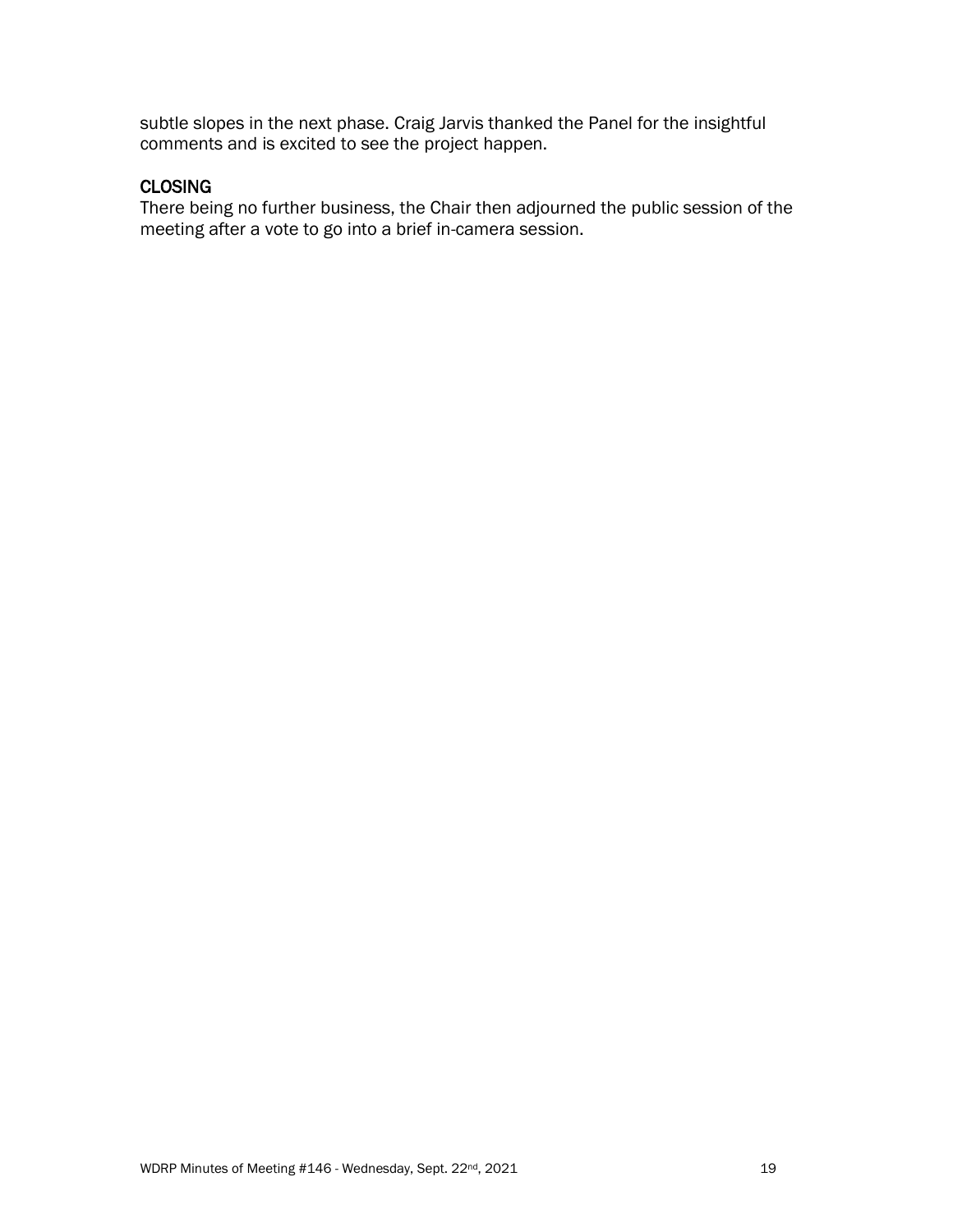subtle slopes in the next phase. Craig Jarvis thanked the Panel for the insightful comments and is excited to see the project happen.

## CLOSING

There being no further business, the Chair then adjourned the public session of the meeting after a vote to go into a brief in-camera session.